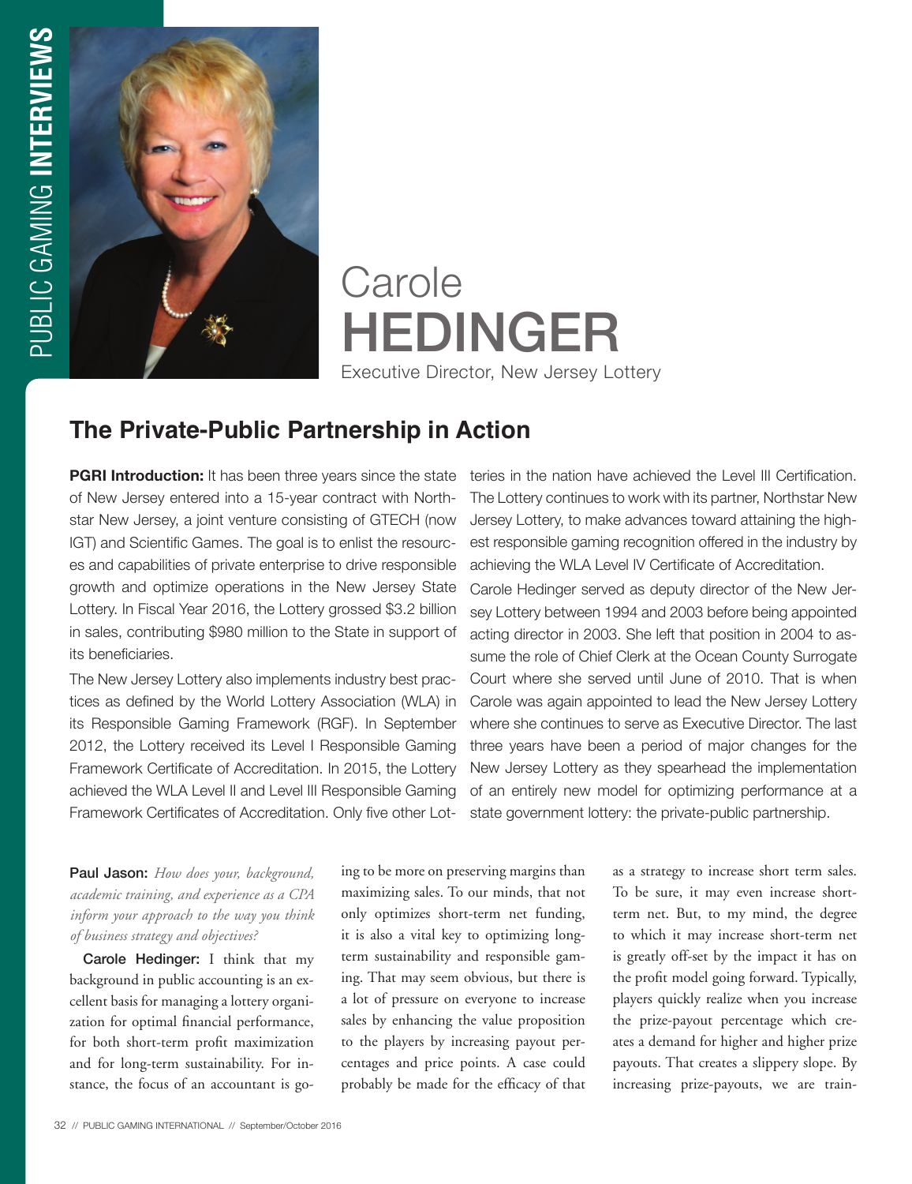# Carole HEDINGER

Executive Director, New Jersey Lottery

## The Private-Public Partnership in Action

**PGRI Introduction:** It has been three years since the state of New Jersey entered into a 15-year contract with Northstar New Jersey, a joint venture consisting of GTECH (now IGT) and Scientific Games. The goal is to enlist the resources and capabilities of private enterprise to drive responsible growth and optimize operations in the New Jersey State Lottery. In Fiscal Year 2016, the Lottery grossed $3.2 billion in sales, contributing $980 million to the State in support of its beneficiaries.

The New Jersey Lottery also implements industry best practices as defined by the World Lottery Association (WLA) in its Responsible Gaming Framework (RGF). In September 2012, the Lottery received its Level I Responsible Gaming Framework Certificate of Accreditation. In 2015, the Lottery achieved the WLA Level II and Level III Responsible Gaming Framework Certificates of Accreditation. Only five other Lotteries in the nation have achieved the Level III Certification. The Lottery continues to work with its partner, Northstar New Jersey Lottery, to make advances toward attaining the highest responsible gaming recognition offered in the industry by achieving the WLA Level IV Certificate of Accreditation.

Carole Hedinger served as deputy director of the New Jersey Lottery between 1994 and 2003 before being appointed acting director in 2003. She left that position in 2004 to assume the role of Chief Clerk at the Ocean County Surrogate Court where she served until June of 2010. That is when Carole was again appointed to lead the New Jersey Lottery where she continues to serve as Executive Director. The last three years have been a period of major changes for the New Jersey Lottery as they spearhead the implementation of an entirely new model for optimizing performance at a state government lottery: the private-public partnership.

**Paul Jason:** *How does your, background, academic training, and experience as a CPA inform your approach to the way you think of business strategy and objectives?*

**Carole Hedinger:** I think that my background in public accounting is an excellent basis for managing a lottery organization for optimal financial performance, for both short-term profit maximization and for long-term sustainability. For instance, the focus of an accountant is going to be more on preserving margins than maximizing sales. To our minds, that not only optimizes short-term net funding, it is also a vital key to optimizing long-term sustainability and responsible gaming. That may seem obvious, but there is a lot of pressure on everyone to increase sales by enhancing the value proposition to the players by increasing payout percentages and price points. A case could probably be made for the efficacy of that as a strategy to increase short term sales. To be sure, it may even increase short-term net. But, to my mind, the degree to which it may increase short-term net is greatly off-set by the impact it has on the profit model going forward. Typically, players quickly realize when you increase the prize-payout percentage which creates a demand for higher and higher prize payouts. That creates a slippery slope. By increasing prize-payouts, we are train-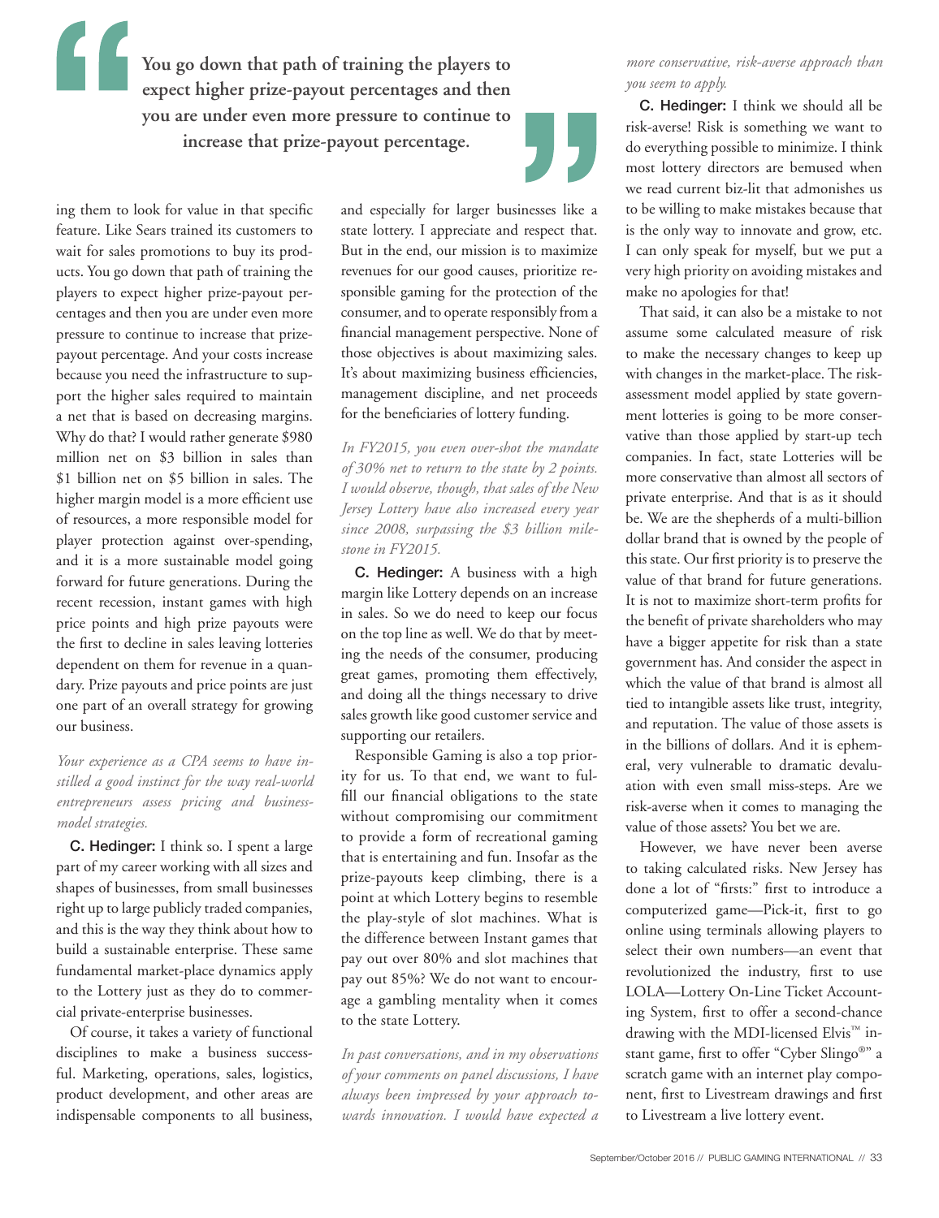> **You go down that path of training the players to expect higher prize-payout percentages and then you are under even more pressure to continue to increase that prize-payout percentage.**

ing them to look for value in that specific feature. Like Sears trained its customers to wait for sales promotions to buy its products. You go down that path of training the players to expect higher prize-payout percentages and then you are under even more pressure to continue to increase that prize-payout percentage. And your costs increase because you need the infrastructure to support the higher sales required to maintain a net that is based on decreasing margins. Why do that? I would rather generate $980 million net on $3 billion in sales than $1 billion net on $5 billion in sales. The higher margin model is a more efficient use of resources, a more responsible model for player protection against over-spending, and it is a more sustainable model going forward for future generations. During the recent recession, instant games with high price points and high prize payouts were the first to decline in sales leaving lotteries dependent on them for revenue in a quandary. Prize payouts and price points are just one part of an overall strategy for growing our business.

*Your experience as a CPA seems to have instilled a good instinct for the way real-world entrepreneurs assess pricing and business-model strategies.*

**C. Hedinger:** I think so. I spent a large part of my career working with all sizes and shapes of businesses, from small businesses right up to large publicly traded companies, and this is the way they think about how to build a sustainable enterprise. These same fundamental market-place dynamics apply to the Lottery just as they do to commercial private-enterprise businesses.

Of course, it takes a variety of functional disciplines to make a business successful. Marketing, operations, sales, logistics, product development, and other areas are indispensable components to all business, and especially for larger businesses like a state lottery. I appreciate and respect that. But in the end, our mission is to maximize revenues for our good causes, prioritize responsible gaming for the protection of the consumer, and to operate responsibly from a financial management perspective. None of those objectives is about maximizing sales. It's about maximizing business efficiencies, management discipline, and net proceeds for the beneficiaries of lottery funding.

*In FY2015, you even over-shot the mandate of 30% net to return to the state by 2 points. I would observe, though, that sales of the New Jersey Lottery have also increased every year since 2008, surpassing the $3 billion milestone in FY2015.*

**C. Hedinger:** A business with a high margin like Lottery depends on an increase in sales. So we do need to keep our focus on the top line as well. We do that by meeting the needs of the consumer, producing great games, promoting them effectively, and doing all the things necessary to drive sales growth like good customer service and supporting our retailers.

Responsible Gaming is also a top priority for us. To that end, we want to fulfill our financial obligations to the state without compromising our commitment to provide a form of recreational gaming that is entertaining and fun. Insofar as the prize-payouts keep climbing, there is a point at which Lottery begins to resemble the play-style of slot machines. What is the difference between Instant games that pay out over 80% and slot machines that pay out 85%? We do not want to encourage a gambling mentality when it comes to the state Lottery.

*In past conversations, and in my observations of your comments on panel discussions, I have always been impressed by your approach towards innovation. I would have expected a more conservative, risk-averse approach than you seem to apply.*

**C. Hedinger:** I think we should all be risk-averse! Risk is something we want to do everything possible to minimize. I think most lottery directors are bemused when we read current biz-lit that admonishes us to be willing to make mistakes because that is the only way to innovate and grow, etc. I can only speak for myself, but we put a very high priority on avoiding mistakes and make no apologies for that!

That said, it can also be a mistake to not assume some calculated measure of risk to make the necessary changes to keep up with changes in the market-place. The risk-assessment model applied by state government lotteries is going to be more conservative than those applied by start-up tech companies. In fact, state Lotteries will be more conservative than almost all sectors of private enterprise. And that is as it should be. We are the shepherds of a multi-billion dollar brand that is owned by the people of this state. Our first priority is to preserve the value of that brand for future generations. It is not to maximize short-term profits for the benefit of private shareholders who may have a bigger appetite for risk than a state government has. And consider the aspect in which the value of that brand is almost all tied to intangible assets like trust, integrity, and reputation. The value of those assets is in the billions of dollars. And it is ephemeral, very vulnerable to dramatic devaluation with even small miss-steps. Are we risk-averse when it comes to managing the value of those assets? You bet we are.

However, we have never been averse to taking calculated risks. New Jersey has done a lot of "firsts:" first to introduce a computerized game—Pick-it, first to go online using terminals allowing players to select their own numbers—an event that revolutionized the industry, first to use LOLA—Lottery On-Line Ticket Accounting System, first to offer a second-chance drawing with the MDI-licensed Elvis™ instant game, first to offer "Cyber Slingo®" a scratch game with an internet play component, first to Livestream drawings and first to Livestream a live lottery event.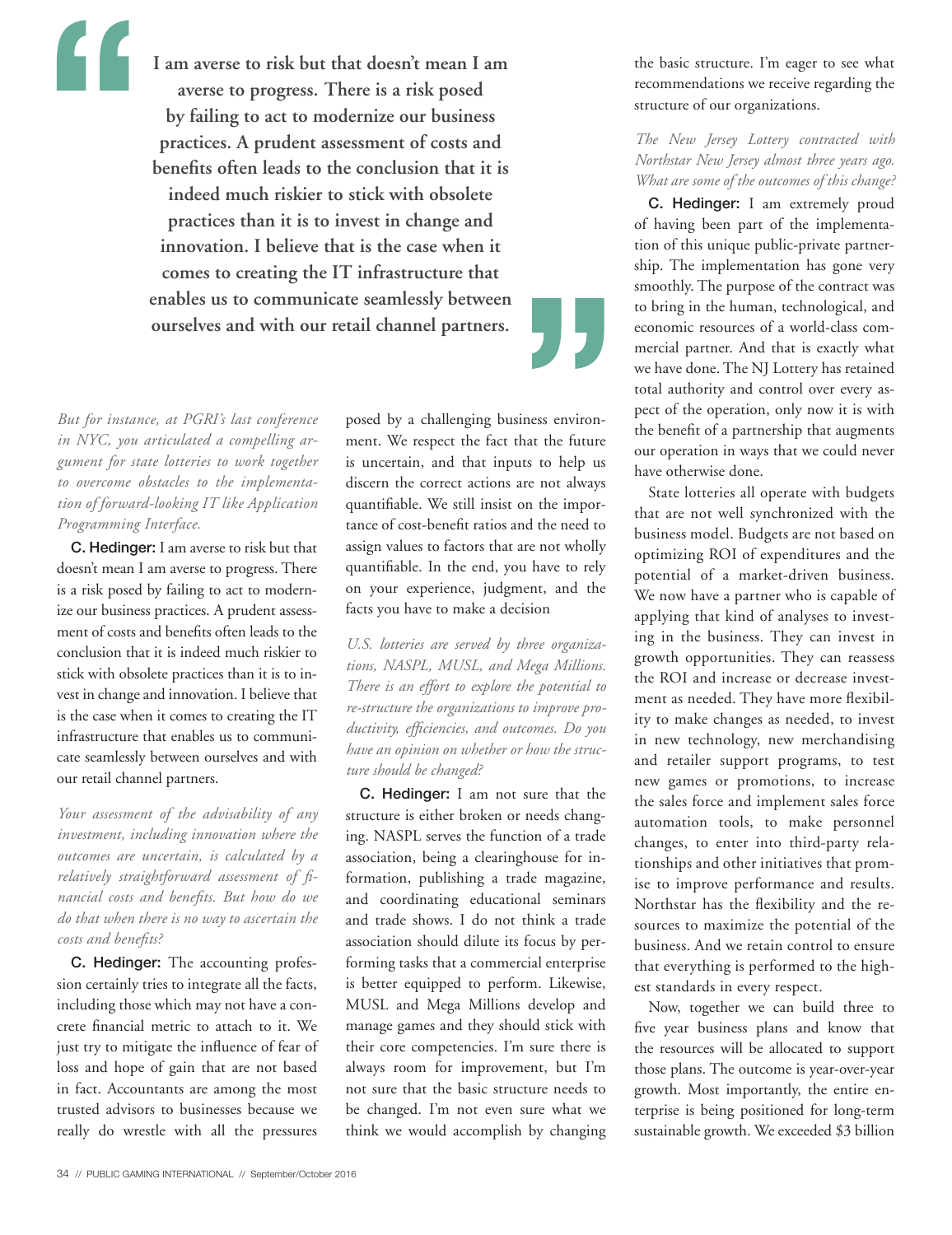> **I am averse to risk but that doesn't mean I am averse to progress. There is a risk posed by failing to act to modernize our business practices. A prudent assessment of costs and benefits often leads to the conclusion that it is indeed much riskier to stick with obsolete practices than it is to invest in change and innovation. I believe that is the case when it comes to creating the IT infrastructure that enables us to communicate seamlessly between ourselves and with our retail channel partners.**

*But for instance, at PGRI's last conference in NYC, you articulated a compelling argument for state lotteries to work together to overcome obstacles to the implementation of forward-looking IT like Application Programming Interface.*

**C. Hedinger:** I am averse to risk but that doesn't mean I am averse to progress. There is a risk posed by failing to act to modernize our business practices. A prudent assessment of costs and benefits often leads to the conclusion that it is indeed much riskier to stick with obsolete practices than it is to invest in change and innovation. I believe that is the case when it comes to creating the IT infrastructure that enables us to communicate seamlessly between ourselves and with our retail channel partners.

*Your assessment of the advisability of any investment, including innovation where the outcomes are uncertain, is calculated by a relatively straightforward assessment of financial costs and benefits. But how do we do that when there is no way to ascertain the costs and benefits?*

**C. Hedinger:** The accounting profession certainly tries to integrate all the facts, including those which may not have a concrete financial metric to attach to it. We just try to mitigate the influence of fear of loss and hope of gain that are not based in fact. Accountants are among the most trusted advisors to businesses because we really do wrestle with all the pressures posed by a challenging business environment. We respect the fact that the future is uncertain, and that inputs to help us discern the correct actions are not always quantifiable. We still insist on the importance of cost-benefit ratios and the need to assign values to factors that are not wholly quantifiable. In the end, you have to rely on your experience, judgment, and the facts you have to make a decision

*U.S. lotteries are served by three organizations, NASPL, MUSL, and Mega Millions. There is an effort to explore the potential to re-structure the organizations to improve productivity, efficiencies, and outcomes. Do you have an opinion on whether or how the structure should be changed?*

**C. Hedinger:** I am not sure that the structure is either broken or needs changing. NASPL serves the function of a trade association, being a clearinghouse for information, publishing a trade magazine, and coordinating educational seminars and trade shows. I do not think a trade association should dilute its focus by performing tasks that a commercial enterprise is better equipped to perform. Likewise, MUSL and Mega Millions develop and manage games and they should stick with their core competencies. I'm sure there is always room for improvement, but I'm not sure that the basic structure needs to be changed. I'm not even sure what we think we would accomplish by changing the basic structure. I'm eager to see what recommendations we receive regarding the structure of our organizations.

*The New Jersey Lottery contracted with Northstar New Jersey almost three years ago. What are some of the outcomes of this change?*

**C. Hedinger:** I am extremely proud of having been part of the implementation of this unique public-private partnership. The implementation has gone very smoothly. The purpose of the contract was to bring in the human, technological, and economic resources of a world-class commercial partner. And that is exactly what we have done. The NJ Lottery has retained total authority and control over every aspect of the operation, only now it is with the benefit of a partnership that augments our operation in ways that we could never have otherwise done.

State lotteries all operate with budgets that are not well synchronized with the business model. Budgets are not based on optimizing ROI of expenditures and the potential of a market-driven business. We now have a partner who is capable of applying that kind of analyses to investing in the business. They can invest in growth opportunities. They can reassess the ROI and increase or decrease investment as needed. They have more flexibility to make changes as needed, to invest in new technology, new merchandising and retailer support programs, to test new games or promotions, to increase the sales force and implement sales force automation tools, to make personnel changes, to enter into third-party relationships and other initiatives that promise to improve performance and results. Northstar has the flexibility and the resources to maximize the potential of the business. And we retain control to ensure that everything is performed to the highest standards in every respect.

Now, together we can build three to five year business plans and know that the resources will be allocated to support those plans. The outcome is year-over-year growth. Most importantly, the entire enterprise is being positioned for long-term sustainable growth. We exceeded $3 billion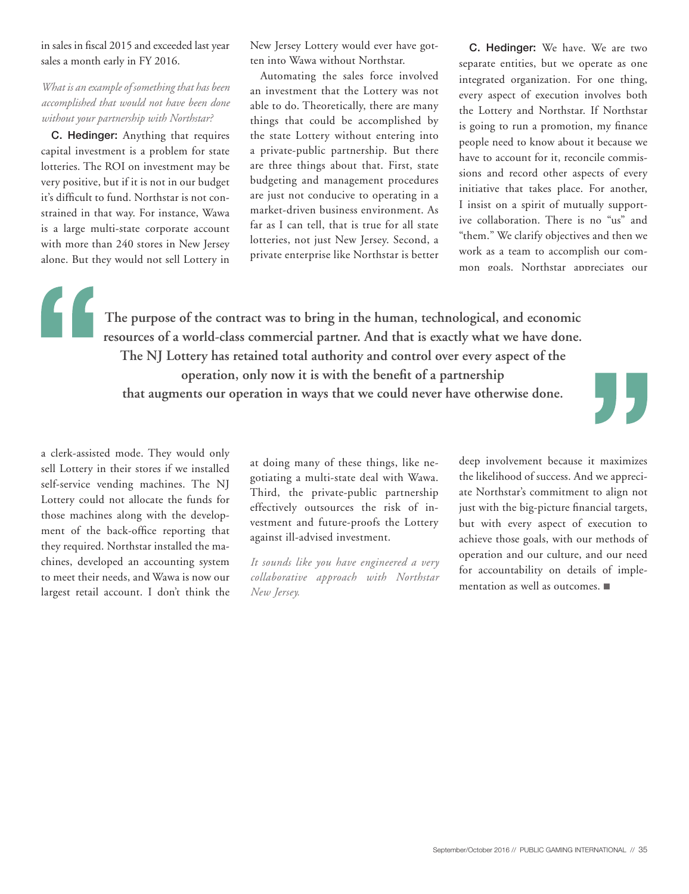in sales in fiscal 2015 and exceeded last year sales a month early in FY 2016.

*What is an example of something that has been accomplished that would not have been done without your partnership with Northstar?*

**C. Hedinger:** Anything that requires capital investment is a problem for state lotteries. The ROI on investment may be very positive, but if it is not in our budget it's difficult to fund. Northstar is not constrained in that way. For instance, Wawa is a large multi-state corporate account with more than 240 stores in New Jersey alone. But they would not sell Lottery in a clerk-assisted mode. They would only sell Lottery in their stores if we installed self-service vending machines. The NJ Lottery could not allocate the funds for those machines along with the development of the back-office reporting that they required. Northstar installed the machines, developed an accounting system to meet their needs, and Wawa is now our largest retail account. I don't think the New Jersey Lottery would ever have gotten into Wawa without Northstar.

Automating the sales force involved an investment that the Lottery was not able to do. Theoretically, there are many things that could be accomplished by the state Lottery without entering into a private-public partnership. But there are three things about that. First, state budgeting and management procedures are just not conducive to operating in a market-driven business environment. As far as I can tell, that is true for all state lotteries, not just New Jersey. Second, a private enterprise like Northstar is better at doing many of these things, like negotiating a multi-state deal with Wawa. Third, the private-public partnership effectively outsources the risk of investment and future-proofs the Lottery against ill-advised investment.

*It sounds like you have engineered a very collaborative approach with Northstar New Jersey.*

**C. Hedinger:** We have. We are two separate entities, but we operate as one integrated organization. For one thing, every aspect of execution involves both the Lottery and Northstar. If Northstar is going to run a promotion, my finance people need to know about it because we have to account for it, reconcile commissions and record other aspects of every initiative that takes place. For another, I insist on a spirit of mutually supportive collaboration. There is no "us" and "them." We clarify objectives and then we work as a team to accomplish our common goals. Northstar appreciates our deep involvement because it maximizes the likelihood of success. And we appreciate Northstar's commitment to align not just with the big-picture financial targets, but with every aspect of execution to achieve those goals, with our methods of operation and our culture, and our need for accountability on details of implementation as well as outcomes. ■

> **"The purpose of the contract was to bring in the human, technological, and economic resources of a world-class commercial partner. And that is exactly what we have done. The NJ Lottery has retained total authority and control over every aspect of the operation, only now it is with the benefit of a partnership that augments our operation in ways that we could never have otherwise done."**